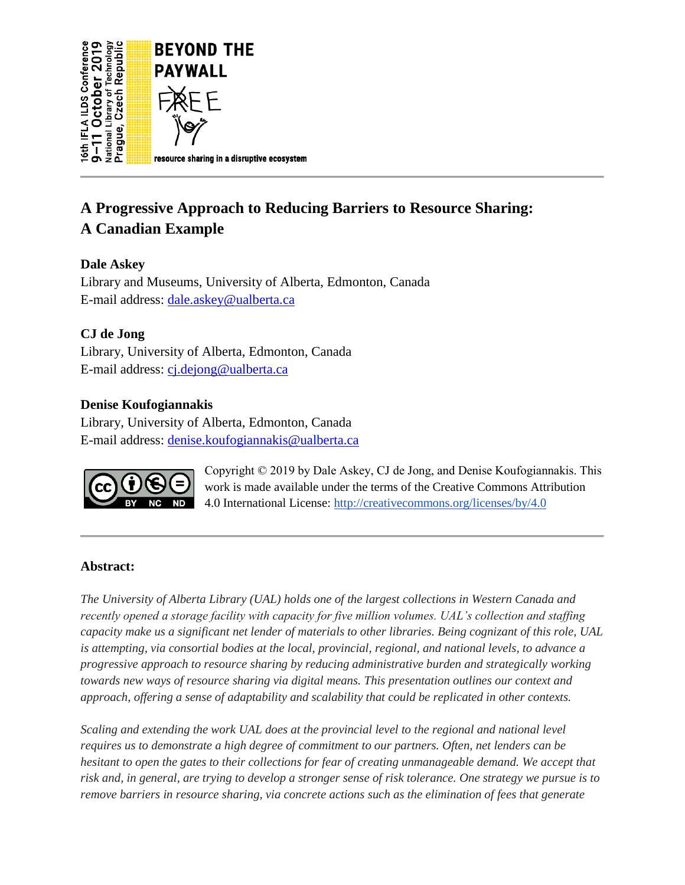16th IFLA ILDS Conference
9–11 October 2019
National Library of Technology
Prague, Czech Republic

**BEYOND THE PAYWALL**

FREE

resource sharing in a disruptive ecosystem

# A Progressive Approach to Reducing Barriers to Resource Sharing: A Canadian Example

**Dale Askey**
Library and Museums, University of Alberta, Edmonton, Canada
E-mail address: [dale.askey@ualberta.ca](mailto:dale.askey@ualberta.ca)

**CJ de Jong**
Library, University of Alberta, Edmonton, Canada
E-mail address: [cj.dejong@ualberta.ca](mailto:cj.dejong@ualberta.ca)

**Denise Koufogiannakis**
Library, University of Alberta, Edmonton, Canada
E-mail address: [denise.koufogiannakis@ualberta.ca](mailto:denise.koufogiannakis@ualberta.ca)

Copyright © 2019 by Dale Askey, CJ de Jong, and Denise Koufogiannakis. This work is made available under the terms of the Creative Commons Attribution 4.0 International License: [http://creativecommons.org/licenses/by/4.0](http://creativecommons.org/licenses/by/4.0)

---

**Abstract:**

*The University of Alberta Library (UAL) holds one of the largest collections in Western Canada and recently opened a storage facility with capacity for five million volumes. UAL's collection and staffing capacity make us a significant net lender of materials to other libraries. Being cognizant of this role, UAL is attempting, via consortial bodies at the local, provincial, regional, and national levels, to advance a progressive approach to resource sharing by reducing administrative burden and strategically working towards new ways of resource sharing via digital means. This presentation outlines our context and approach, offering a sense of adaptability and scalability that could be replicated in other contexts.*

*Scaling and extending the work UAL does at the provincial level to the regional and national level requires us to demonstrate a high degree of commitment to our partners. Often, net lenders can be hesitant to open the gates to their collections for fear of creating unmanageable demand. We accept that risk and, in general, are trying to develop a stronger sense of risk tolerance. One strategy we pursue is to remove barriers in resource sharing, via concrete actions such as the elimination of fees that generate*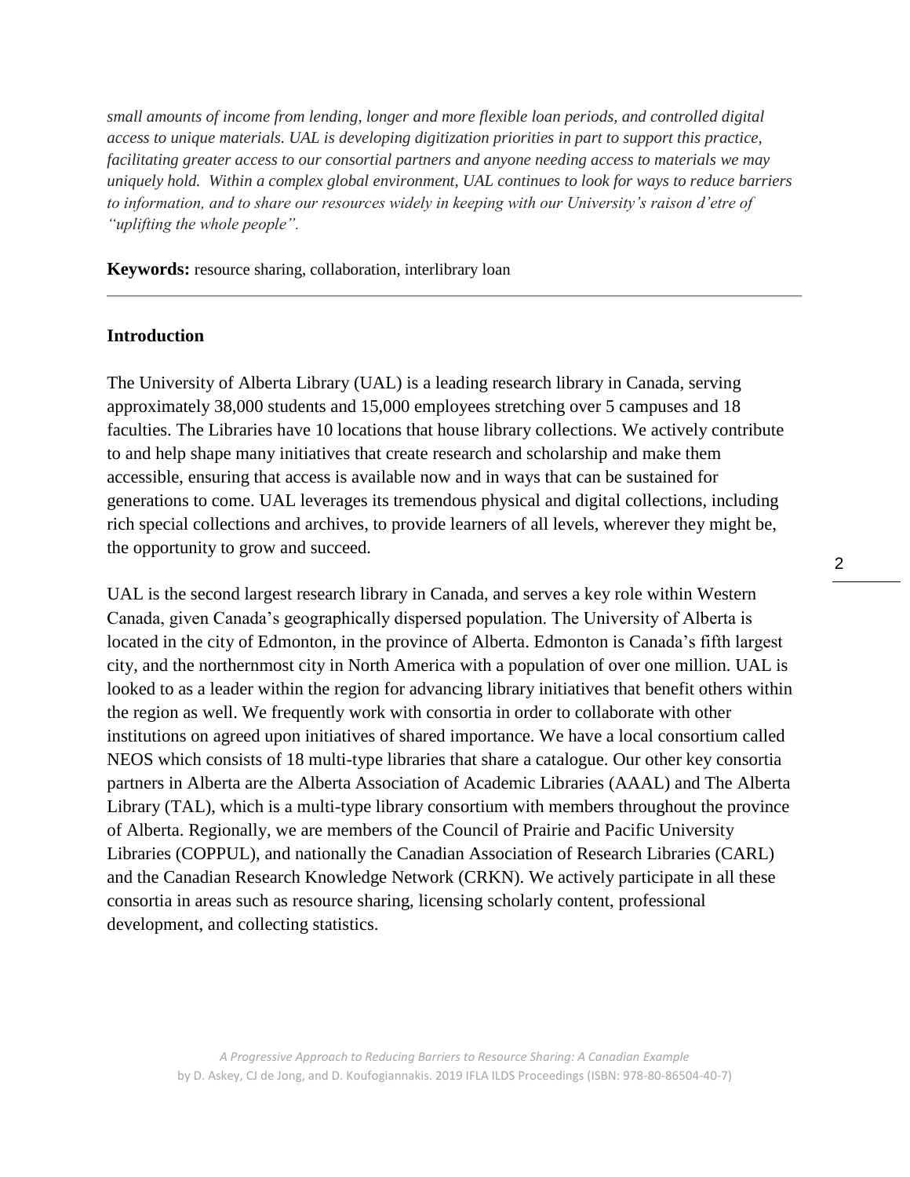*small amounts of income from lending, longer and more flexible loan periods, and controlled digital access to unique materials. UAL is developing digitization priorities in part to support this practice, facilitating greater access to our consortial partners and anyone needing access to materials we may uniquely hold. Within a complex global environment, UAL continues to look for ways to reduce barriers to information, and to share our resources widely in keeping with our University's raison d'etre of "uplifting the whole people".*

**Keywords:** resource sharing, collaboration, interlibrary loan

---

## Introduction

The University of Alberta Library (UAL) is a leading research library in Canada, serving approximately 38,000 students and 15,000 employees stretching over 5 campuses and 18 faculties. The Libraries have 10 locations that house library collections. We actively contribute to and help shape many initiatives that create research and scholarship and make them accessible, ensuring that access is available now and in ways that can be sustained for generations to come. UAL leverages its tremendous physical and digital collections, including rich special collections and archives, to provide learners of all levels, wherever they might be, the opportunity to grow and succeed.

UAL is the second largest research library in Canada, and serves a key role within Western Canada, given Canada's geographically dispersed population. The University of Alberta is located in the city of Edmonton, in the province of Alberta. Edmonton is Canada's fifth largest city, and the northernmost city in North America with a population of over one million. UAL is looked to as a leader within the region for advancing library initiatives that benefit others within the region as well. We frequently work with consortia in order to collaborate with other institutions on agreed upon initiatives of shared importance. We have a local consortium called NEOS which consists of 18 multi-type libraries that share a catalogue. Our other key consortia partners in Alberta are the Alberta Association of Academic Libraries (AAAL) and The Alberta Library (TAL), which is a multi-type library consortium with members throughout the province of Alberta. Regionally, we are members of the Council of Prairie and Pacific University Libraries (COPPUL), and nationally the Canadian Association of Research Libraries (CARL) and the Canadian Research Knowledge Network (CRKN). We actively participate in all these consortia in areas such as resource sharing, licensing scholarly content, professional development, and collecting statistics.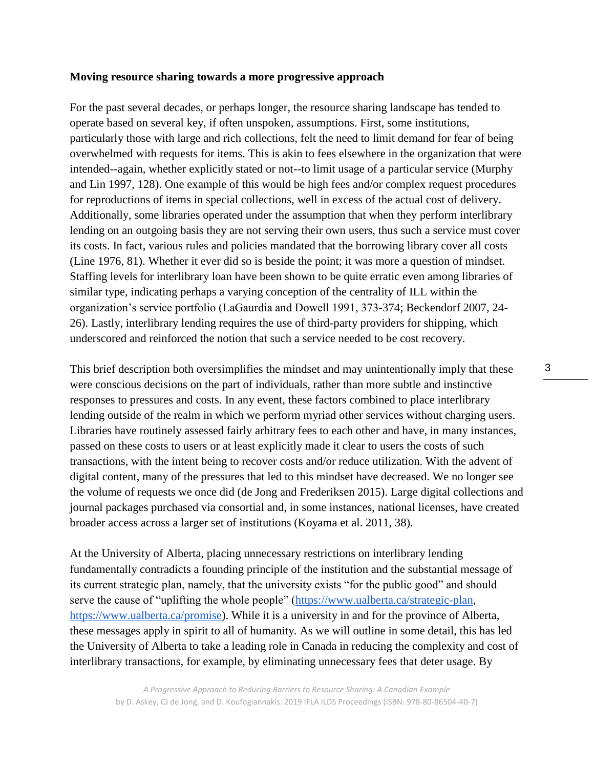**Moving resource sharing towards a more progressive approach**

For the past several decades, or perhaps longer, the resource sharing landscape has tended to operate based on several key, if often unspoken, assumptions. First, some institutions, particularly those with large and rich collections, felt the need to limit demand for fear of being overwhelmed with requests for items. This is akin to fees elsewhere in the organization that were intended--again, whether explicitly stated or not--to limit usage of a particular service (Murphy and Lin 1997, 128). One example of this would be high fees and/or complex request procedures for reproductions of items in special collections, well in excess of the actual cost of delivery. Additionally, some libraries operated under the assumption that when they perform interlibrary lending on an outgoing basis they are not serving their own users, thus such a service must cover its costs. In fact, various rules and policies mandated that the borrowing library cover all costs (Line 1976, 81). Whether it ever did so is beside the point; it was more a question of mindset. Staffing levels for interlibrary loan have been shown to be quite erratic even among libraries of similar type, indicating perhaps a varying conception of the centrality of ILL within the organization's service portfolio (LaGaurdia and Dowell 1991, 373-374; Beckendorf 2007, 24-26). Lastly, interlibrary lending requires the use of third-party providers for shipping, which underscored and reinforced the notion that such a service needed to be cost recovery.

This brief description both oversimplifies the mindset and may unintentionally imply that these were conscious decisions on the part of individuals, rather than more subtle and instinctive responses to pressures and costs. In any event, these factors combined to place interlibrary lending outside of the realm in which we perform myriad other services without charging users. Libraries have routinely assessed fairly arbitrary fees to each other and have, in many instances, passed on these costs to users or at least explicitly made it clear to users the costs of such transactions, with the intent being to recover costs and/or reduce utilization. With the advent of digital content, many of the pressures that led to this mindset have decreased. We no longer see the volume of requests we once did (de Jong and Frederiksen 2015). Large digital collections and journal packages purchased via consortial and, in some instances, national licenses, have created broader access across a larger set of institutions (Koyama et al. 2011, 38).

At the University of Alberta, placing unnecessary restrictions on interlibrary lending fundamentally contradicts a founding principle of the institution and the substantial message of its current strategic plan, namely, that the university exists "for the public good" and should serve the cause of "uplifting the whole people" (https://www.ualberta.ca/strategic-plan, https://www.ualberta.ca/promise). While it is a university in and for the province of Alberta, these messages apply in spirit to all of humanity. As we will outline in some detail, this has led the University of Alberta to take a leading role in Canada in reducing the complexity and cost of interlibrary transactions, for example, by eliminating unnecessary fees that deter usage. By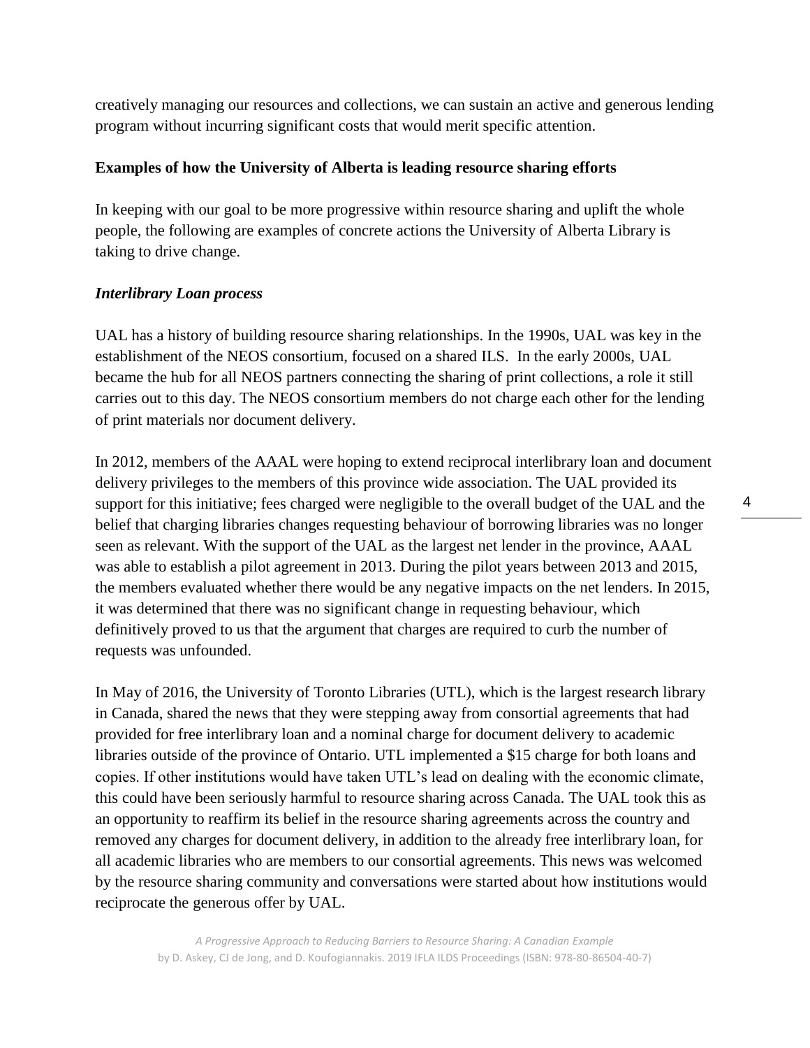creatively managing our resources and collections, we can sustain an active and generous lending program without incurring significant costs that would merit specific attention.

**Examples of how the University of Alberta is leading resource sharing efforts**

In keeping with our goal to be more progressive within resource sharing and uplift the whole people, the following are examples of concrete actions the University of Alberta Library is taking to drive change.

***Interlibrary Loan process***

UAL has a history of building resource sharing relationships. In the 1990s, UAL was key in the establishment of the NEOS consortium, focused on a shared ILS. In the early 2000s, UAL became the hub for all NEOS partners connecting the sharing of print collections, a role it still carries out to this day. The NEOS consortium members do not charge each other for the lending of print materials nor document delivery.

In 2012, members of the AAAL were hoping to extend reciprocal interlibrary loan and document delivery privileges to the members of this province wide association. The UAL provided its support for this initiative; fees charged were negligible to the overall budget of the UAL and the belief that charging libraries changes requesting behaviour of borrowing libraries was no longer seen as relevant. With the support of the UAL as the largest net lender in the province, AAAL was able to establish a pilot agreement in 2013. During the pilot years between 2013 and 2015, the members evaluated whether there would be any negative impacts on the net lenders. In 2015, it was determined that there was no significant change in requesting behaviour, which definitively proved to us that the argument that charges are required to curb the number of requests was unfounded.

In May of 2016, the University of Toronto Libraries (UTL), which is the largest research library in Canada, shared the news that they were stepping away from consortial agreements that had provided for free interlibrary loan and a nominal charge for document delivery to academic libraries outside of the province of Ontario. UTL implemented a $15 charge for both loans and copies. If other institutions would have taken UTL's lead on dealing with the economic climate, this could have been seriously harmful to resource sharing across Canada. The UAL took this as an opportunity to reaffirm its belief in the resource sharing agreements across the country and removed any charges for document delivery, in addition to the already free interlibrary loan, for all academic libraries who are members to our consortial agreements. This news was welcomed by the resource sharing community and conversations were started about how institutions would reciprocate the generous offer by UAL.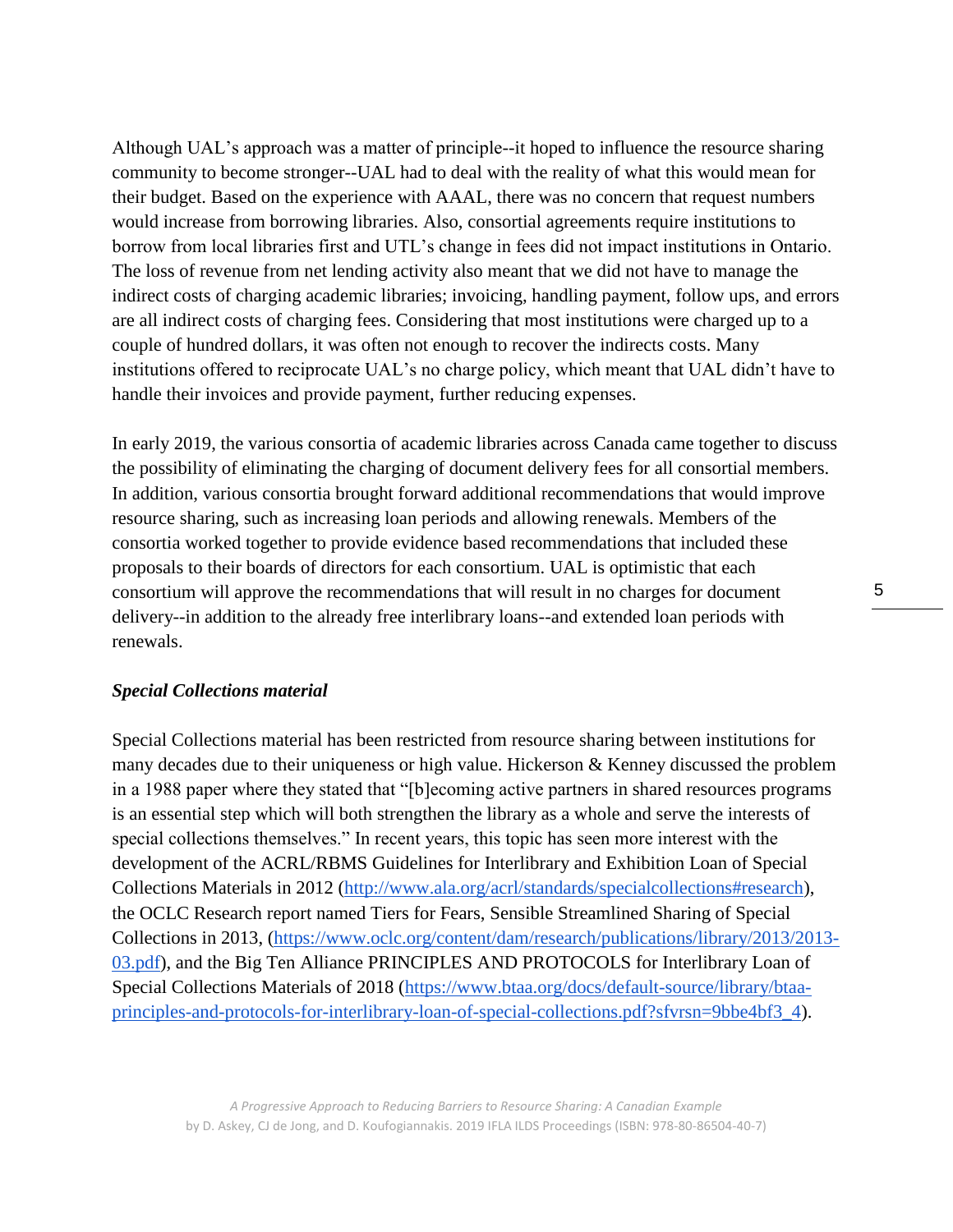Although UAL's approach was a matter of principle--it hoped to influence the resource sharing community to become stronger--UAL had to deal with the reality of what this would mean for their budget. Based on the experience with AAAL, there was no concern that request numbers would increase from borrowing libraries. Also, consortial agreements require institutions to borrow from local libraries first and UTL's change in fees did not impact institutions in Ontario. The loss of revenue from net lending activity also meant that we did not have to manage the indirect costs of charging academic libraries; invoicing, handling payment, follow ups, and errors are all indirect costs of charging fees. Considering that most institutions were charged up to a couple of hundred dollars, it was often not enough to recover the indirects costs. Many institutions offered to reciprocate UAL's no charge policy, which meant that UAL didn't have to handle their invoices and provide payment, further reducing expenses.

In early 2019, the various consortia of academic libraries across Canada came together to discuss the possibility of eliminating the charging of document delivery fees for all consortial members. In addition, various consortia brought forward additional recommendations that would improve resource sharing, such as increasing loan periods and allowing renewals. Members of the consortia worked together to provide evidence based recommendations that included these proposals to their boards of directors for each consortium. UAL is optimistic that each consortium will approve the recommendations that will result in no charges for document delivery--in addition to the already free interlibrary loans--and extended loan periods with renewals.

### *Special Collections material*

Special Collections material has been restricted from resource sharing between institutions for many decades due to their uniqueness or high value. Hickerson & Kenney discussed the problem in a 1988 paper where they stated that "[b]ecoming active partners in shared resources programs is an essential step which will both strengthen the library as a whole and serve the interests of special collections themselves." In recent years, this topic has seen more interest with the development of the ACRL/RBMS Guidelines for Interlibrary and Exhibition Loan of Special Collections Materials in 2012 (http://www.ala.org/acrl/standards/specialcollections#research), the OCLC Research report named Tiers for Fears, Sensible Streamlined Sharing of Special Collections in 2013, (https://www.oclc.org/content/dam/research/publications/library/2013/2013-03.pdf), and the Big Ten Alliance PRINCIPLES AND PROTOCOLS for Interlibrary Loan of Special Collections Materials of 2018 (https://www.btaa.org/docs/default-source/library/btaa-principles-and-protocols-for-interlibrary-loan-of-special-collections.pdf?sfvrsn=9bbe4bf3_4).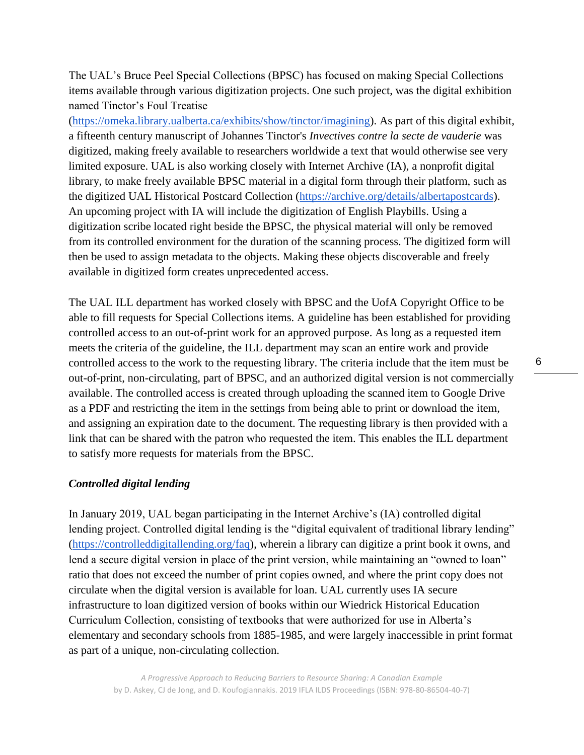The UAL's Bruce Peel Special Collections (BPSC) has focused on making Special Collections items available through various digitization projects. One such project, was the digital exhibition named Tinctor's Foul Treatise (https://omeka.library.ualberta.ca/exhibits/show/tinctor/imagining). As part of this digital exhibit, a fifteenth century manuscript of Johannes Tinctor's *Invectives contre la secte de vauderie* was digitized, making freely available to researchers worldwide a text that would otherwise see very limited exposure. UAL is also working closely with Internet Archive (IA), a nonprofit digital library, to make freely available BPSC material in a digital form through their platform, such as the digitized UAL Historical Postcard Collection (https://archive.org/details/albertapostcards). An upcoming project with IA will include the digitization of English Playbills. Using a digitization scribe located right beside the BPSC, the physical material will only be removed from its controlled environment for the duration of the scanning process. The digitized form will then be used to assign metadata to the objects. Making these objects discoverable and freely available in digitized form creates unprecedented access.

The UAL ILL department has worked closely with BPSC and the UofA Copyright Office to be able to fill requests for Special Collections items. A guideline has been established for providing controlled access to an out-of-print work for an approved purpose. As long as a requested item meets the criteria of the guideline, the ILL department may scan an entire work and provide controlled access to the work to the requesting library. The criteria include that the item must be out-of-print, non-circulating, part of BPSC, and an authorized digital version is not commercially available. The controlled access is created through uploading the scanned item to Google Drive as a PDF and restricting the item in the settings from being able to print or download the item, and assigning an expiration date to the document. The requesting library is then provided with a link that can be shared with the patron who requested the item. This enables the ILL department to satisfy more requests for materials from the BPSC.

### *Controlled digital lending*

In January 2019, UAL began participating in the Internet Archive's (IA) controlled digital lending project. Controlled digital lending is the "digital equivalent of traditional library lending" (https://controlleddigitallending.org/faq), wherein a library can digitize a print book it owns, and lend a secure digital version in place of the print version, while maintaining an "owned to loan" ratio that does not exceed the number of print copies owned, and where the print copy does not circulate when the digital version is available for loan. UAL currently uses IA secure infrastructure to loan digitized version of books within our Wiedrick Historical Education Curriculum Collection, consisting of textbooks that were authorized for use in Alberta's elementary and secondary schools from 1885-1985, and were largely inaccessible in print format as part of a unique, non-circulating collection.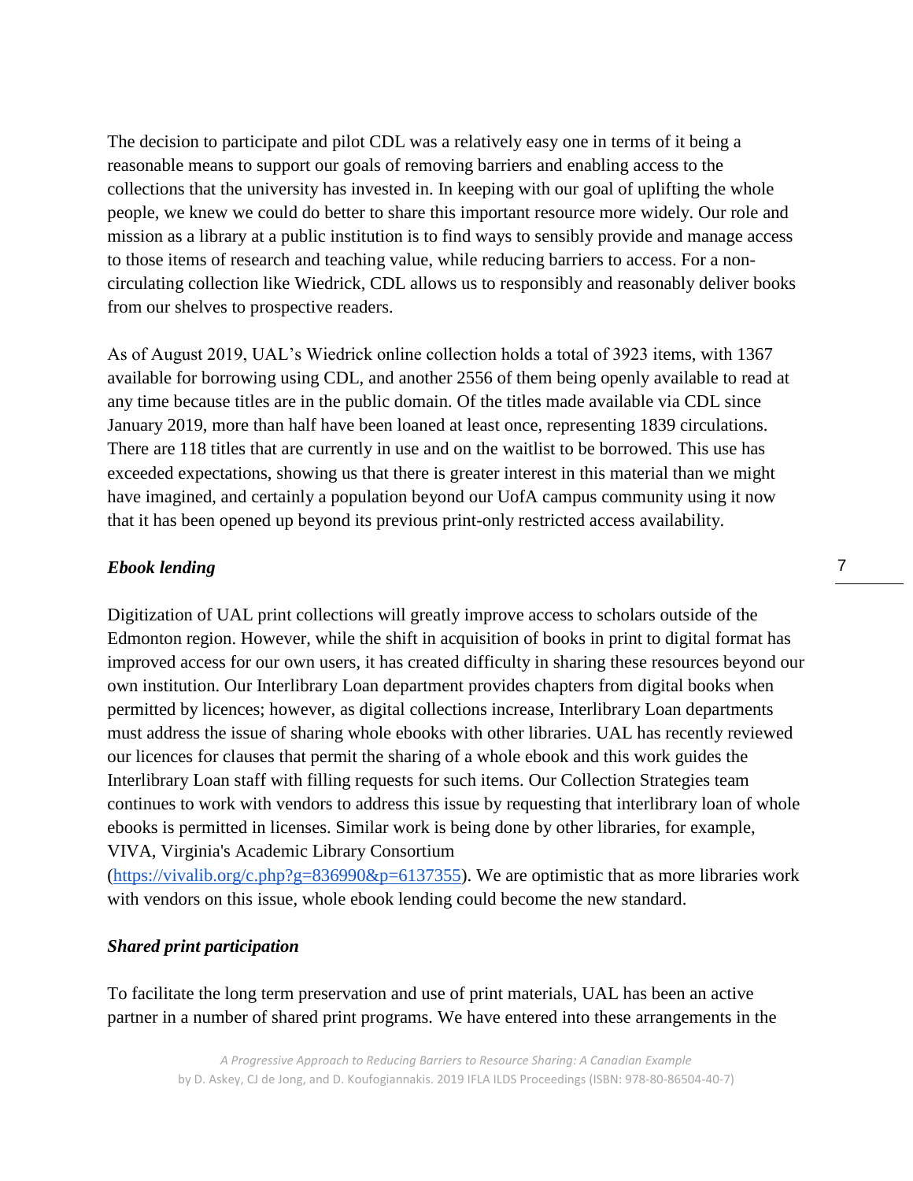The decision to participate and pilot CDL was a relatively easy one in terms of it being a reasonable means to support our goals of removing barriers and enabling access to the collections that the university has invested in. In keeping with our goal of uplifting the whole people, we knew we could do better to share this important resource more widely. Our role and mission as a library at a public institution is to find ways to sensibly provide and manage access to those items of research and teaching value, while reducing barriers to access. For a non-circulating collection like Wiedrick, CDL allows us to responsibly and reasonably deliver books from our shelves to prospective readers.

As of August 2019, UAL's Wiedrick online collection holds a total of 3923 items, with 1367 available for borrowing using CDL, and another 2556 of them being openly available to read at any time because titles are in the public domain. Of the titles made available via CDL since January 2019, more than half have been loaned at least once, representing 1839 circulations. There are 118 titles that are currently in use and on the waitlist to be borrowed. This use has exceeded expectations, showing us that there is greater interest in this material than we might have imagined, and certainly a population beyond our UofA campus community using it now that it has been opened up beyond its previous print-only restricted access availability.

### *Ebook lending*

Digitization of UAL print collections will greatly improve access to scholars outside of the Edmonton region. However, while the shift in acquisition of books in print to digital format has improved access for our own users, it has created difficulty in sharing these resources beyond our own institution. Our Interlibrary Loan department provides chapters from digital books when permitted by licences; however, as digital collections increase, Interlibrary Loan departments must address the issue of sharing whole ebooks with other libraries. UAL has recently reviewed our licences for clauses that permit the sharing of a whole ebook and this work guides the Interlibrary Loan staff with filling requests for such items. Our Collection Strategies team continues to work with vendors to address this issue by requesting that interlibrary loan of whole ebooks is permitted in licenses. Similar work is being done by other libraries, for example, VIVA, Virginia's Academic Library Consortium (https://vivalib.org/c.php?g=836990&p=6137355). We are optimistic that as more libraries work with vendors on this issue, whole ebook lending could become the new standard.

### *Shared print participation*

To facilitate the long term preservation and use of print materials, UAL has been an active partner in a number of shared print programs. We have entered into these arrangements in the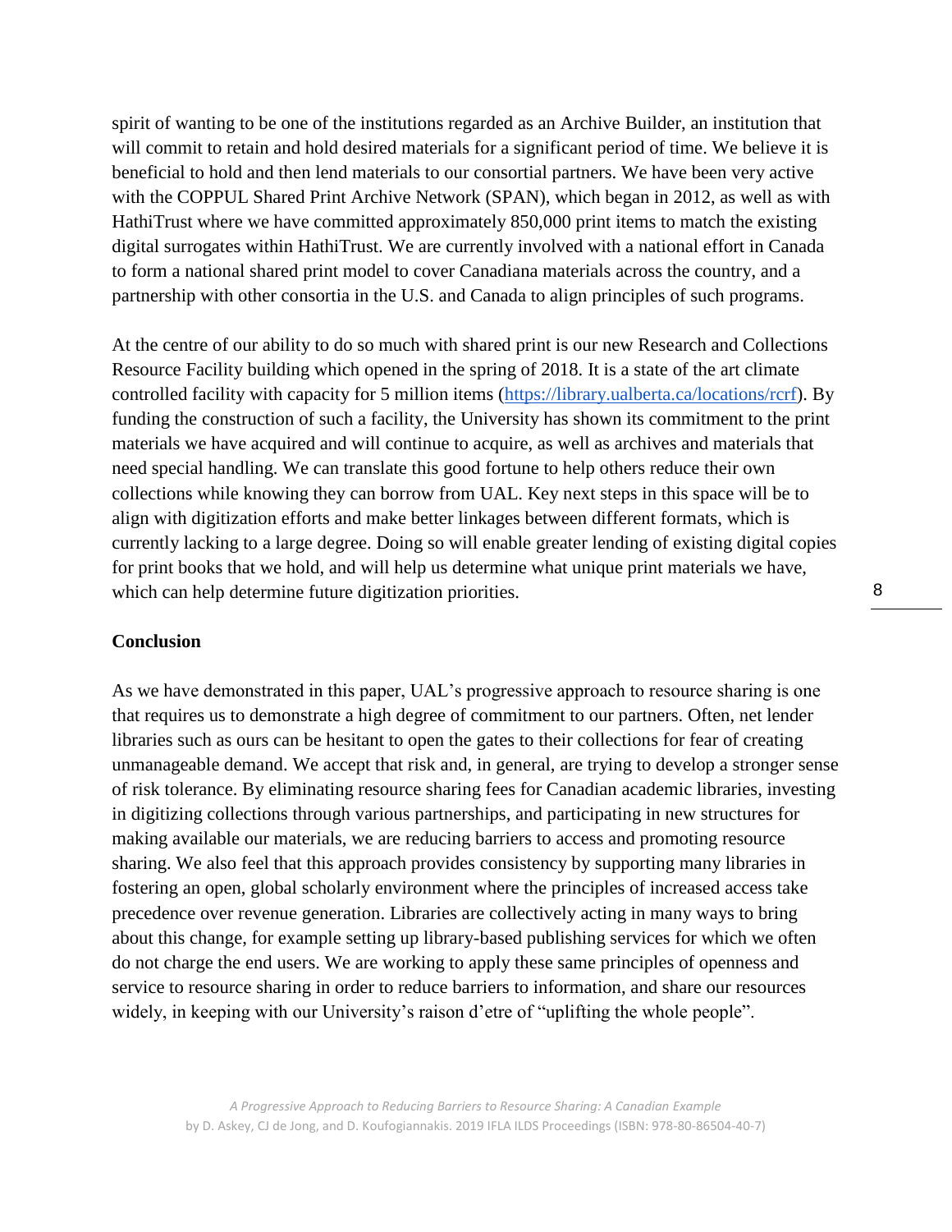spirit of wanting to be one of the institutions regarded as an Archive Builder, an institution that will commit to retain and hold desired materials for a significant period of time. We believe it is beneficial to hold and then lend materials to our consortial partners. We have been very active with the COPPUL Shared Print Archive Network (SPAN), which began in 2012, as well as with HathiTrust where we have committed approximately 850,000 print items to match the existing digital surrogates within HathiTrust. We are currently involved with a national effort in Canada to form a national shared print model to cover Canadiana materials across the country, and a partnership with other consortia in the U.S. and Canada to align principles of such programs.

At the centre of our ability to do so much with shared print is our new Research and Collections Resource Facility building which opened in the spring of 2018. It is a state of the art climate controlled facility with capacity for 5 million items ([https://library.ualberta.ca/locations/rcrf](https://library.ualberta.ca/locations/rcrf)). By funding the construction of such a facility, the University has shown its commitment to the print materials we have acquired and will continue to acquire, as well as archives and materials that need special handling. We can translate this good fortune to help others reduce their own collections while knowing they can borrow from UAL. Key next steps in this space will be to align with digitization efforts and make better linkages between different formats, which is currently lacking to a large degree. Doing so will enable greater lending of existing digital copies for print books that we hold, and will help us determine what unique print materials we have, which can help determine future digitization priorities.

## Conclusion

As we have demonstrated in this paper, UAL's progressive approach to resource sharing is one that requires us to demonstrate a high degree of commitment to our partners. Often, net lender libraries such as ours can be hesitant to open the gates to their collections for fear of creating unmanageable demand. We accept that risk and, in general, are trying to develop a stronger sense of risk tolerance. By eliminating resource sharing fees for Canadian academic libraries, investing in digitizing collections through various partnerships, and participating in new structures for making available our materials, we are reducing barriers to access and promoting resource sharing. We also feel that this approach provides consistency by supporting many libraries in fostering an open, global scholarly environment where the principles of increased access take precedence over revenue generation. Libraries are collectively acting in many ways to bring about this change, for example setting up library-based publishing services for which we often do not charge the end users. We are working to apply these same principles of openness and service to resource sharing in order to reduce barriers to information, and share our resources widely, in keeping with our University's raison d'etre of "uplifting the whole people".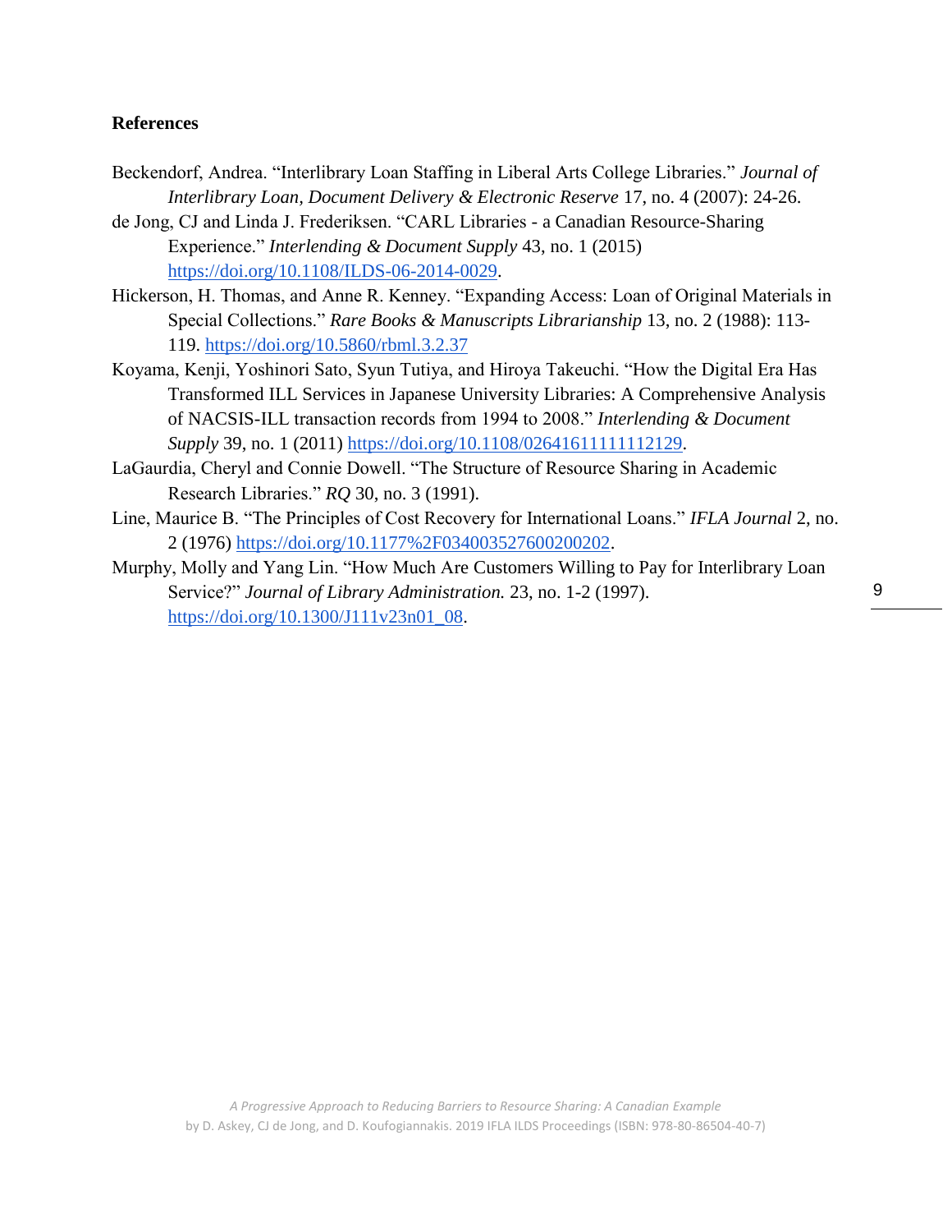**References**

Beckendorf, Andrea. "Interlibrary Loan Staffing in Liberal Arts College Libraries." *Journal of Interlibrary Loan, Document Delivery & Electronic Reserve* 17, no. 4 (2007): 24-26.

de Jong, CJ and Linda J. Frederiksen. "CARL Libraries - a Canadian Resource-Sharing Experience." *Interlending & Document Supply* 43, no. 1 (2015) https://doi.org/10.1108/ILDS-06-2014-0029.

Hickerson, H. Thomas, and Anne R. Kenney. "Expanding Access: Loan of Original Materials in Special Collections." *Rare Books & Manuscripts Librarianship* 13, no. 2 (1988): 113-119. https://doi.org/10.5860/rbml.3.2.37

Koyama, Kenji, Yoshinori Sato, Syun Tutiya, and Hiroya Takeuchi. "How the Digital Era Has Transformed ILL Services in Japanese University Libraries: A Comprehensive Analysis of NACSIS-ILL transaction records from 1994 to 2008." *Interlending & Document Supply* 39, no. 1 (2011) https://doi.org/10.1108/02641611111112129.

LaGaurdia, Cheryl and Connie Dowell. "The Structure of Resource Sharing in Academic Research Libraries." *RQ* 30, no. 3 (1991).

Line, Maurice B. "The Principles of Cost Recovery for International Loans." *IFLA Journal* 2, no. 2 (1976) https://doi.org/10.1177%2F034003527600200202.

Murphy, Molly and Yang Lin. "How Much Are Customers Willing to Pay for Interlibrary Loan Service?" *Journal of Library Administration.* 23, no. 1-2 (1997). https://doi.org/10.1300/J111v23n01_08.